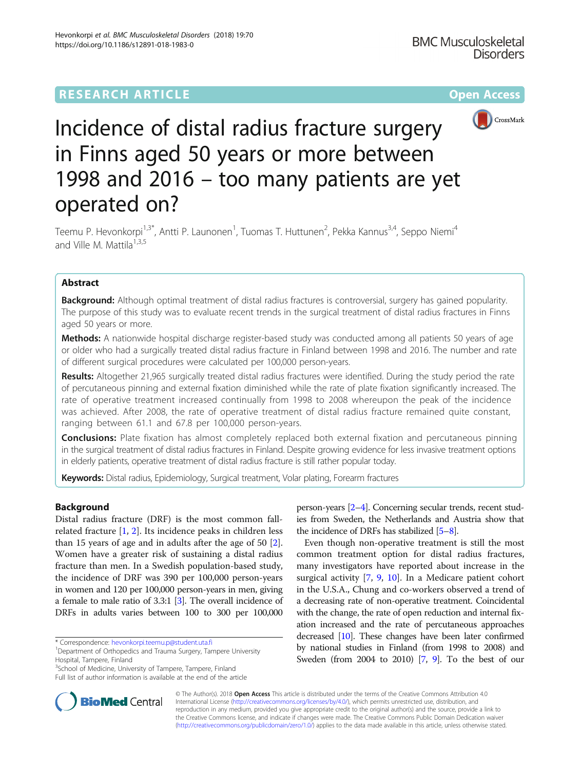# Incidence of distal radius fracture surgery in Finns aged 50 years or more between 1998 and 2016 – too many patients are yet operated on?

Teemu P. Hevonkorpi[1,3*], Antti P. Launonen[1], Tuomas T. Huttunen[2], Pekka Kannus[3,4], Seppo Niemi[4] and Ville M. Mattila[1,3,5]

## Abstract

**Background:** Although optimal treatment of distal radius fractures is controversial, surgery has gained popularity. The purpose of this study was to evaluate recent trends in the surgical treatment of distal radius fractures in Finns aged 50 years or more.

**Methods:** A nationwide hospital discharge register-based study was conducted among all patients 50 years of age or older who had a surgically treated distal radius fracture in Finland between 1998 and 2016. The number and rate of different surgical procedures were calculated per 100,000 person-years.

**Results:** Altogether 21,965 surgically treated distal radius fractures were identified. During the study period the rate of percutaneous pinning and external fixation diminished while the rate of plate fixation significantly increased. The rate of operative treatment increased continually from 1998 to 2008 whereupon the peak of the incidence was achieved. After 2008, the rate of operative treatment of distal radius fracture remained quite constant, ranging between 61.1 and 67.8 per 100,000 person-years.

**Conclusions:** Plate fixation has almost completely replaced both external fixation and percutaneous pinning in the surgical treatment of distal radius fractures in Finland. Despite growing evidence for less invasive treatment options in elderly patients, operative treatment of distal radius fracture is still rather popular today.

**Keywords:** Distal radius, Epidemiology, Surgical treatment, Volar plating, Forearm fractures

## Background

Distal radius fracture (DRF) is the most common fall-related fracture [1, 2]. Its incidence peaks in children less than 15 years of age and in adults after the age of 50 [2]. Women have a greater risk of sustaining a distal radius fracture than men. In a Swedish population-based study, the incidence of DRF was 390 per 100,000 person-years in women and 120 per 100,000 person-years in men, giving a female to male ratio of 3.3:1 [3]. The overall incidence of DRFs in adults varies between 100 to 300 per 100,000 person-years [2–4]. Concerning secular trends, recent studies from Sweden, the Netherlands and Austria show that the incidence of DRFs has stabilized [5–8].

Even though non-operative treatment is still the most common treatment option for distal radius fractures, many investigators have reported about increase in the surgical activity [7, 9, 10]. In a Medicare patient cohort in the U.S.A., Chung and co-workers observed a trend of a decreasing rate of non-operative treatment. Coincidental with the change, the rate of open reduction and internal fixation increased and the rate of percutaneous approaches decreased [10]. These changes have been later confirmed by national studies in Finland (from 1998 to 2008) and Sweden (from 2004 to 2010) [7, 9]. To the best of our

\* Correspondence: hevonkorpi.teemu.p@student.uta.fi
[1]Department of Orthopedics and Trauma Surgery, Tampere University Hospital, Tampere, Finland
[3]School of Medicine, University of Tampere, Tampere, Finland
Full list of author information is available at the end of the article

© The Author(s). 2018 **Open Access** This article is distributed under the terms of the Creative Commons Attribution 4.0 International License (http://creativecommons.org/licenses/by/4.0/), which permits unrestricted use, distribution, and reproduction in any medium, provided you give appropriate credit to the original author(s) and the source, provide a link to the Creative Commons license, and indicate if changes were made. The Creative Commons Public Domain Dedication waiver (http://creativecommons.org/publicdomain/zero/1.0/) applies to the data made available in this article, unless otherwise stated.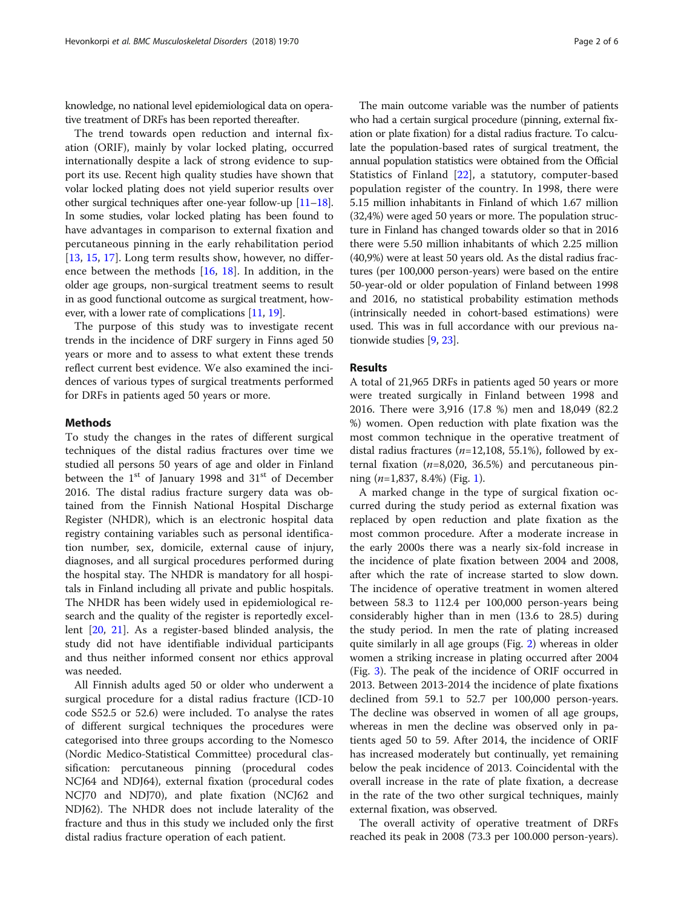knowledge, no national level epidemiological data on operative treatment of DRFs has been reported thereafter.

The trend towards open reduction and internal fixation (ORIF), mainly by volar locked plating, occurred internationally despite a lack of strong evidence to support its use. Recent high quality studies have shown that volar locked plating does not yield superior results over other surgical techniques after one-year follow-up [11–18]. In some studies, volar locked plating has been found to have advantages in comparison to external fixation and percutaneous pinning in the early rehabilitation period [13, 15, 17]. Long term results show, however, no difference between the methods [16, 18]. In addition, in the older age groups, non-surgical treatment seems to result in as good functional outcome as surgical treatment, however, with a lower rate of complications [11, 19].

The purpose of this study was to investigate recent trends in the incidence of DRF surgery in Finns aged 50 years or more and to assess to what extent these trends reflect current best evidence. We also examined the incidences of various types of surgical treatments performed for DRFs in patients aged 50 years or more.

## Methods

To study the changes in the rates of different surgical techniques of the distal radius fractures over time we studied all persons 50 years of age and older in Finland between the 1st of January 1998 and 31st of December 2016. The distal radius fracture surgery data was obtained from the Finnish National Hospital Discharge Register (NHDR), which is an electronic hospital data registry containing variables such as personal identification number, sex, domicile, external cause of injury, diagnoses, and all surgical procedures performed during the hospital stay. The NHDR is mandatory for all hospitals in Finland including all private and public hospitals. The NHDR has been widely used in epidemiological research and the quality of the register is reportedly excellent [20, 21]. As a register-based blinded analysis, the study did not have identifiable individual participants and thus neither informed consent nor ethics approval was needed.

All Finnish adults aged 50 or older who underwent a surgical procedure for a distal radius fracture (ICD-10 code S52.5 or 52.6) were included. To analyse the rates of different surgical techniques the procedures were categorised into three groups according to the Nomesco (Nordic Medico-Statistical Committee) procedural classification: percutaneous pinning (procedural codes NCJ64 and NDJ64), external fixation (procedural codes NCJ70 and NDJ70), and plate fixation (NCJ62 and NDJ62). The NHDR does not include laterality of the fracture and thus in this study we included only the first distal radius fracture operation of each patient.

The main outcome variable was the number of patients who had a certain surgical procedure (pinning, external fixation or plate fixation) for a distal radius fracture. To calculate the population-based rates of surgical treatment, the annual population statistics were obtained from the Official Statistics of Finland [22], a statutory, computer-based population register of the country. In 1998, there were 5.15 million inhabitants in Finland of which 1.67 million (32,4%) were aged 50 years or more. The population structure in Finland has changed towards older so that in 2016 there were 5.50 million inhabitants of which 2.25 million (40,9%) were at least 50 years old. As the distal radius fractures (per 100,000 person-years) were based on the entire 50-year-old or older population of Finland between 1998 and 2016, no statistical probability estimation methods (intrinsically needed in cohort-based estimations) were used. This was in full accordance with our previous nationwide studies [9, 23].

## Results

A total of 21,965 DRFs in patients aged 50 years or more were treated surgically in Finland between 1998 and 2016. There were 3,916 (17.8 %) men and 18,049 (82.2 %) women. Open reduction with plate fixation was the most common technique in the operative treatment of distal radius fractures (*n*=12,108, 55.1%), followed by external fixation (*n*=8,020, 36.5%) and percutaneous pinning (*n*=1,837, 8.4%) (Fig. 1).

A marked change in the type of surgical fixation occurred during the study period as external fixation was replaced by open reduction and plate fixation as the most common procedure. After a moderate increase in the early 2000s there was a nearly six-fold increase in the incidence of plate fixation between 2004 and 2008, after which the rate of increase started to slow down. The incidence of operative treatment in women altered between 58.3 to 112.4 per 100,000 person-years being considerably higher than in men (13.6 to 28.5) during the study period. In men the rate of plating increased quite similarly in all age groups (Fig. 2) whereas in older women a striking increase in plating occurred after 2004 (Fig. 3). The peak of the incidence of ORIF occurred in 2013. Between 2013-2014 the incidence of plate fixations declined from 59.1 to 52.7 per 100,000 person-years. The decline was observed in women of all age groups, whereas in men the decline was observed only in patients aged 50 to 59. After 2014, the incidence of ORIF has increased moderately but continually, yet remaining below the peak incidence of 2013. Coincidental with the overall increase in the rate of plate fixation, a decrease in the rate of the two other surgical techniques, mainly external fixation, was observed.

The overall activity of operative treatment of DRFs reached its peak in 2008 (73.3 per 100.000 person-years).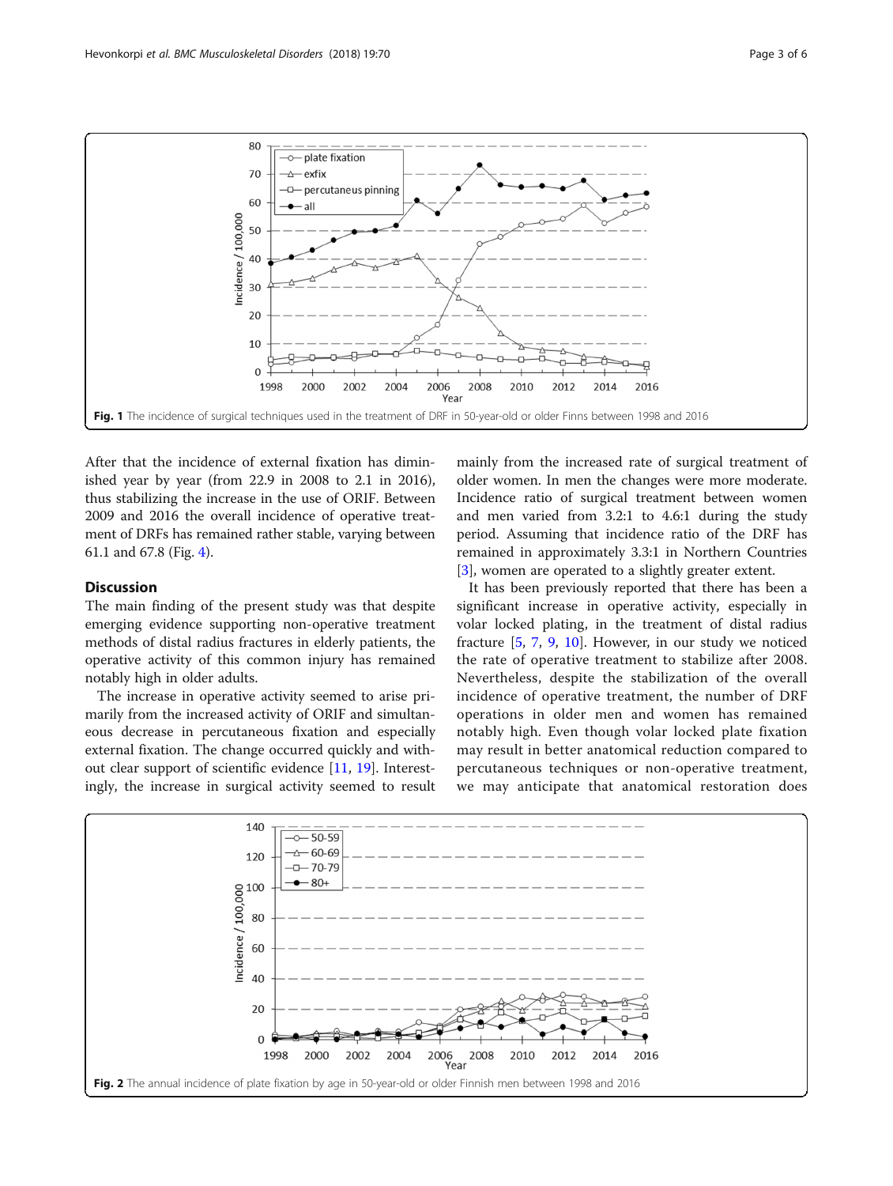Fig. 1 The incidence of surgical techniques used in the treatment of DRF in 50-year-old or older Finns between 1998 and 2016

After that the incidence of external fixation has diminished year by year (from 22.9 in 2008 to 2.1 in 2016), thus stabilizing the increase in the use of ORIF. Between 2009 and 2016 the overall incidence of operative treatment of DRFs has remained rather stable, varying between 61.1 and 67.8 (Fig. 4).

## Discussion

The main finding of the present study was that despite emerging evidence supporting non-operative treatment methods of distal radius fractures in elderly patients, the operative activity of this common injury has remained notably high in older adults.

The increase in operative activity seemed to arise primarily from the increased activity of ORIF and simultaneous decrease in percutaneous fixation and especially external fixation. The change occurred quickly and without clear support of scientific evidence [11, 19]. Interestingly, the increase in surgical activity seemed to result mainly from the increased rate of surgical treatment of older women. In men the changes were more moderate. Incidence ratio of surgical treatment between women and men varied from 3.2:1 to 4.6:1 during the study period. Assuming that incidence ratio of the DRF has remained in approximately 3.3:1 in Northern Countries [3], women are operated to a slightly greater extent.

It has been previously reported that there has been a significant increase in operative activity, especially in volar locked plating, in the treatment of distal radius fracture [5, 7, 9, 10]. However, in our study we noticed the rate of operative treatment to stabilize after 2008. Nevertheless, despite the stabilization of the overall incidence of operative treatment, the number of DRF operations in older men and women has remained notably high. Even though volar locked plate fixation may result in better anatomical reduction compared to percutaneous techniques or non-operative treatment, we may anticipate that anatomical restoration does

Fig. 2 The annual incidence of plate fixation by age in 50-year-old or older Finnish men between 1998 and 2016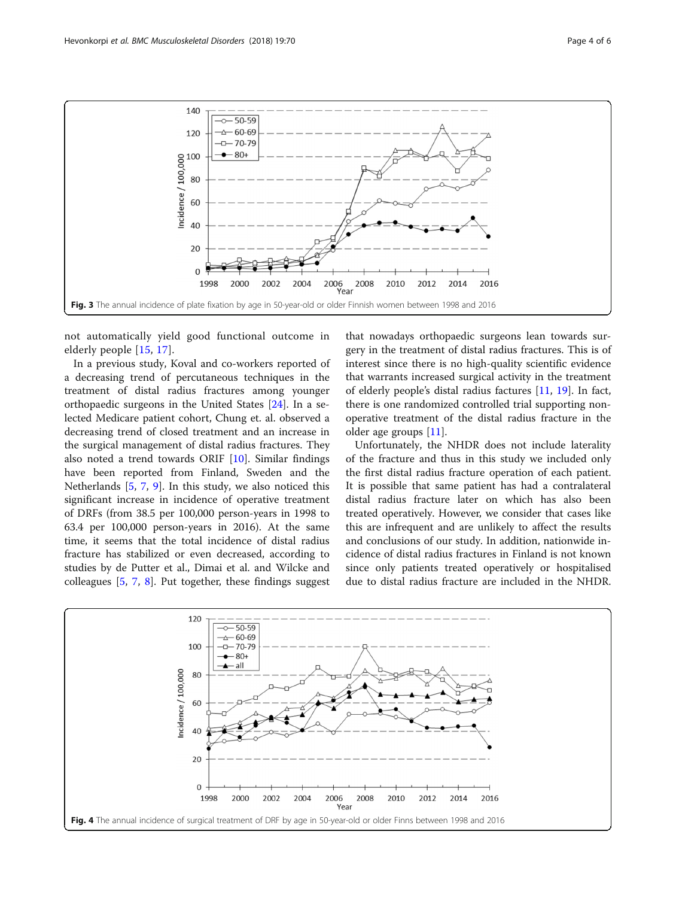Fig. 3 The annual incidence of plate fixation by age in 50-year-old or older Finnish women between 1998 and 2016

not automatically yield good functional outcome in elderly people [15, 17].

In a previous study, Koval and co-workers reported of a decreasing trend of percutaneous techniques in the treatment of distal radius fractures among younger orthopaedic surgeons in the United States [24]. In a selected Medicare patient cohort, Chung et. al. observed a decreasing trend of closed treatment and an increase in the surgical management of distal radius fractures. They also noted a trend towards ORIF [10]. Similar findings have been reported from Finland, Sweden and the Netherlands [5, 7, 9]. In this study, we also noticed this significant increase in incidence of operative treatment of DRFs (from 38.5 per 100,000 person-years in 1998 to 63.4 per 100,000 person-years in 2016). At the same time, it seems that the total incidence of distal radius fracture has stabilized or even decreased, according to studies by de Putter et al., Dimai et al. and Wilcke and colleagues [5, 7, 8]. Put together, these findings suggest that nowadays orthopaedic surgeons lean towards surgery in the treatment of distal radius fractures. This is of interest since there is no high-quality scientific evidence that warrants increased surgical activity in the treatment of elderly people's distal radius fractures [11, 19]. In fact, there is one randomized controlled trial supporting non-operative treatment of the distal radius fracture in the older age groups [11].

Unfortunately, the NHDR does not include laterality of the fracture and thus in this study we included only the first distal radius fracture operation of each patient. It is possible that same patient has had a contralateral distal radius fracture later on which has also been treated operatively. However, we consider that cases like this are infrequent and are unlikely to affect the results and conclusions of our study. In addition, nationwide incidence of distal radius fractures in Finland is not known since only patients treated operatively or hospitalised due to distal radius fracture are included in the NHDR.

Fig. 4 The annual incidence of surgical treatment of DRF by age in 50-year-old or older Finns between 1998 and 2016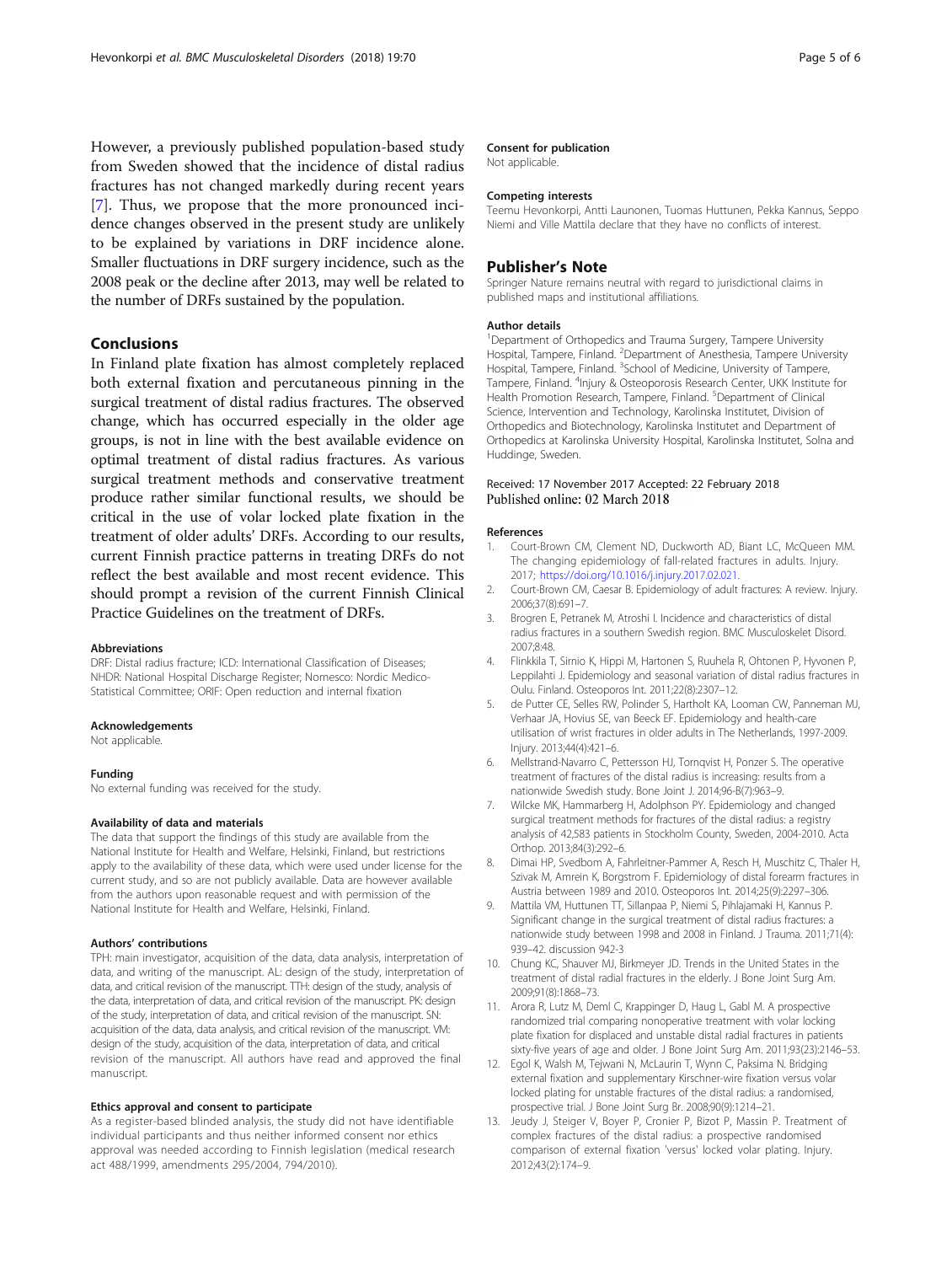However, a previously published population-based study from Sweden showed that the incidence of distal radius fractures has not changed markedly during recent years [7]. Thus, we propose that the more pronounced incidence changes observed in the present study are unlikely to be explained by variations in DRF incidence alone. Smaller fluctuations in DRF surgery incidence, such as the 2008 peak or the decline after 2013, may well be related to the number of DRFs sustained by the population.

## Conclusions

In Finland plate fixation has almost completely replaced both external fixation and percutaneous pinning in the surgical treatment of distal radius fractures. The observed change, which has occurred especially in the older age groups, is not in line with the best available evidence on optimal treatment of distal radius fractures. As various surgical treatment methods and conservative treatment produce rather similar functional results, we should be critical in the use of volar locked plate fixation in the treatment of older adults' DRFs. According to our results, current Finnish practice patterns in treating DRFs do not reflect the best available and most recent evidence. This should prompt a revision of the current Finnish Clinical Practice Guidelines on the treatment of DRFs.

#### Abbreviations

DRF: Distal radius fracture; ICD: International Classification of Diseases; NHDR: National Hospital Discharge Register; Nomesco: Nordic Medico-Statistical Committee; ORIF: Open reduction and internal fixation

#### Acknowledgements

Not applicable.

#### Funding

No external funding was received for the study.

#### Availability of data and materials

The data that support the findings of this study are available from the National Institute for Health and Welfare, Helsinki, Finland, but restrictions apply to the availability of these data, which were used under license for the current study, and so are not publicly available. Data are however available from the authors upon reasonable request and with permission of the National Institute for Health and Welfare, Helsinki, Finland.

#### Authors' contributions

TPH: main investigator, acquisition of the data, data analysis, interpretation of data, and writing of the manuscript. AL: design of the study, interpretation of data, and critical revision of the manuscript. TTH: design of the study, analysis of the data, interpretation of data, and critical revision of the manuscript. PK: design of the study, interpretation of data, and critical revision of the manuscript. SN: acquisition of the data, data analysis, and critical revision of the manuscript. VM: design of the study, acquisition of the data, interpretation of data, and critical revision of the manuscript. All authors have read and approved the final manuscript.

#### Ethics approval and consent to participate

As a register-based blinded analysis, the study did not have identifiable individual participants and thus neither informed consent nor ethics approval was needed according to Finnish legislation (medical research act 488/1999, amendments 295/2004, 794/2010).

#### Consent for publication

Not applicable.

#### Competing interests

Teemu Hevonkorpi, Antti Launonen, Tuomas Huttunen, Pekka Kannus, Seppo Niemi and Ville Mattila declare that they have no conflicts of interest.

## Publisher's Note

Springer Nature remains neutral with regard to jurisdictional claims in published maps and institutional affiliations.

#### Author details

[1]Department of Orthopedics and Trauma Surgery, Tampere University Hospital, Tampere, Finland. [2]Department of Anesthesia, Tampere University Hospital, Tampere, Finland. [3]School of Medicine, University of Tampere, Tampere, Finland. [4]Injury & Osteoporosis Research Center, UKK Institute for Health Promotion Research, Tampere, Finland. [5]Department of Clinical Science, Intervention and Technology, Karolinska Institutet, Division of Orthopedics and Biotechnology, Karolinska Institutet and Department of Orthopedics at Karolinska University Hospital, Karolinska Institutet, Solna and Huddinge, Sweden.

Received: 17 November 2017 Accepted: 22 February 2018
Published online: 02 March 2018

#### References

1. Court-Brown CM, Clement ND, Duckworth AD, Biant LC, McQueen MM. The changing epidemiology of fall-related fractures in adults. Injury. 2017; https://doi.org/10.1016/j.injury.2017.02.021.
2. Court-Brown CM, Caesar B. Epidemiology of adult fractures: A review. Injury. 2006;37(8):691–7.
3. Brogren E, Petranek M, Atroshi I. Incidence and characteristics of distal radius fractures in a southern Swedish region. BMC Musculoskelet Disord. 2007;8:48.
4. Flinkkila T, Sirnio K, Hippi M, Hartonen S, Ruuhela R, Ohtonen P, Hyvonen P, Leppilahti J. Epidemiology and seasonal variation of distal radius fractures in Oulu. Finland. Osteoporos Int. 2011;22(8):2307–12.
5. de Putter CE, Selles RW, Polinder S, Hartholt KA, Looman CW, Panneman MJ, Verhaar JA, Hovius SE, van Beeck EF. Epidemiology and health-care utilisation of wrist fractures in older adults in The Netherlands, 1997-2009. Injury. 2013;44(4):421–6.
6. Mellstrand-Navarro C, Pettersson HJ, Tornqvist H, Ponzer S. The operative treatment of fractures of the distal radius is increasing: results from a nationwide Swedish study. Bone Joint J. 2014;96-B(7):963–9.
7. Wilcke MK, Hammarberg H, Adolphson PY. Epidemiology and changed surgical treatment methods for fractures of the distal radius: a registry analysis of 42,583 patients in Stockholm County, Sweden, 2004-2010. Acta Orthop. 2013;84(3):292–6.
8. Dimai HP, Svedbom A, Fahrleitner-Pammer A, Resch H, Muschitz C, Thaler H, Szivak M, Amrein K, Borgstrom F. Epidemiology of distal forearm fractures in Austria between 1989 and 2010. Osteoporos Int. 2014;25(9):2297–306.
9. Mattila VM, Huttunen TT, Sillanpaa P, Niemi S, Pihlajamaki H, Kannus P. Significant change in the surgical treatment of distal radius fractures: a nationwide study between 1998 and 2008 in Finland. J Trauma. 2011;71(4): 939–42. discussion 942-3
10. Chung KC, Shauver MJ, Birkmeyer JD. Trends in the United States in the treatment of distal radial fractures in the elderly. J Bone Joint Surg Am. 2009;91(8):1868–73.
11. Arora R, Lutz M, Deml C, Krappinger D, Haug L, Gabl M. A prospective randomized trial comparing nonoperative treatment with volar locking plate fixation for displaced and unstable distal radial fractures in patients sixty-five years of age and older. J Bone Joint Surg Am. 2011;93(23):2146–53.
12. Egol K, Walsh M, Tejwani N, McLaurin T, Wynn C, Paksima N. Bridging external fixation and supplementary Kirschner-wire fixation versus volar locked plating for unstable fractures of the distal radius: a randomised, prospective trial. J Bone Joint Surg Br. 2008;90(9):1214–21.
13. Jeudy J, Steiger V, Boyer P, Cronier P, Bizot P, Massin P. Treatment of complex fractures of the distal radius: a prospective randomised comparison of external fixation 'versus' locked volar plating. Injury. 2012;43(2):174–9.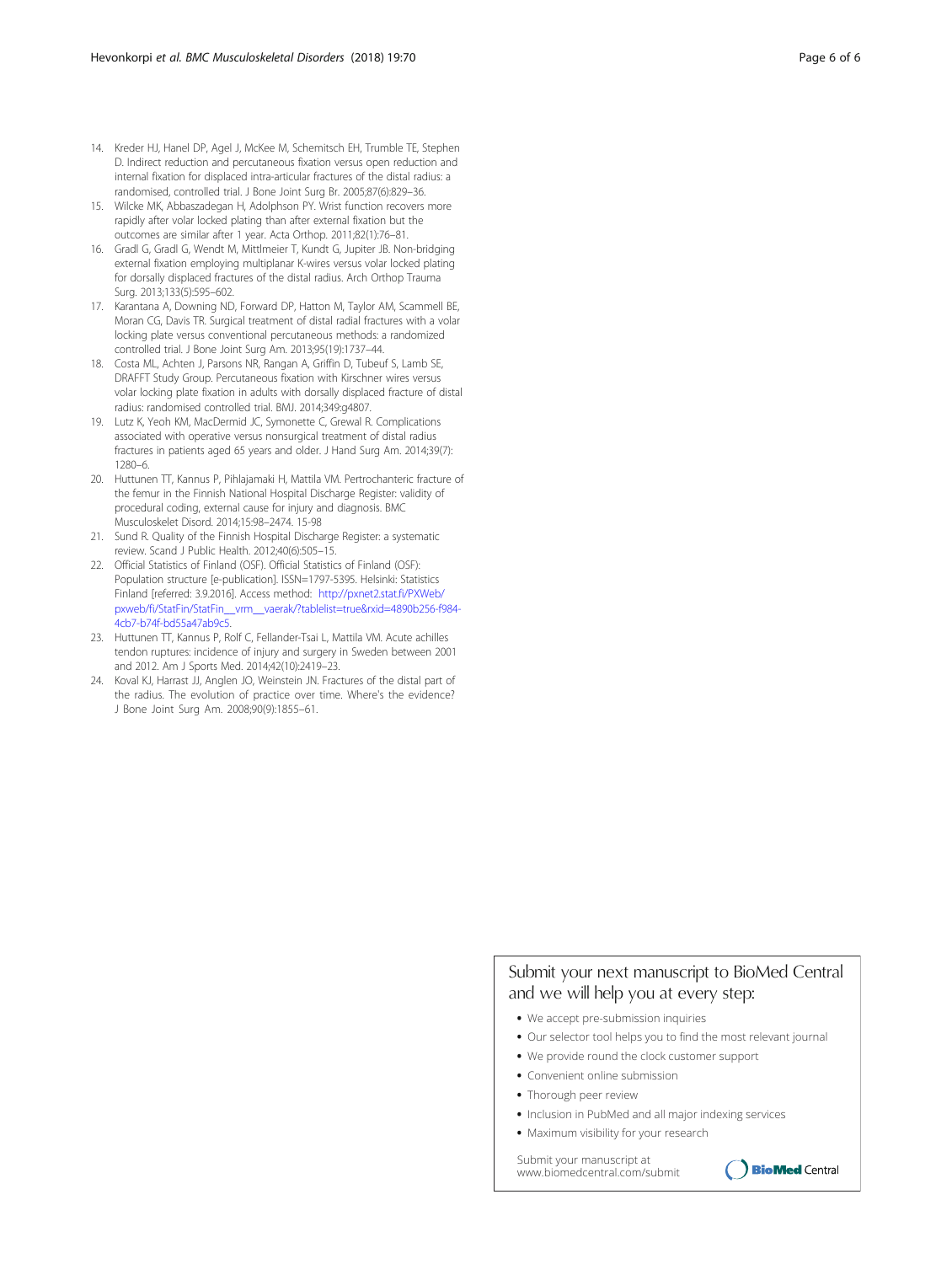14. Kreder HJ, Hanel DP, Agel J, McKee M, Schemitsch EH, Trumble TE, Stephen D. Indirect reduction and percutaneous fixation versus open reduction and internal fixation for displaced intra-articular fractures of the distal radius: a randomised, controlled trial. J Bone Joint Surg Br. 2005;87(6):829–36.
15. Wilcke MK, Abbaszadegan H, Adolphson PY. Wrist function recovers more rapidly after volar locked plating than after external fixation but the outcomes are similar after 1 year. Acta Orthop. 2011;82(1):76–81.
16. Gradl G, Gradl G, Wendt M, Mittlmeier T, Kundt G, Jupiter JB. Non-bridging external fixation employing multiplanar K-wires versus volar locked plating for dorsally displaced fractures of the distal radius. Arch Orthop Trauma Surg. 2013;133(5):595–602.
17. Karantana A, Downing ND, Forward DP, Hatton M, Taylor AM, Scammell BE, Moran CG, Davis TR. Surgical treatment of distal radial fractures with a volar locking plate versus conventional percutaneous methods: a randomized controlled trial. J Bone Joint Surg Am. 2013;95(19):1737–44.
18. Costa ML, Achten J, Parsons NR, Rangan A, Griffin D, Tubeuf S, Lamb SE, DRAFFT Study Group. Percutaneous fixation with Kirschner wires versus volar locking plate fixation in adults with dorsally displaced fracture of distal radius: randomised controlled trial. BMJ. 2014;349:g4807.
19. Lutz K, Yeoh KM, MacDermid JC, Symonette C, Grewal R. Complications associated with operative versus nonsurgical treatment of distal radius fractures in patients aged 65 years and older. J Hand Surg Am. 2014;39(7):1280–6.
20. Huttunen TT, Kannus P, Pihlajamaki H, Mattila VM. Pertrochanteric fracture of the femur in the Finnish National Hospital Discharge Register: validity of procedural coding, external cause for injury and diagnosis. BMC Musculoskelet Disord. 2014;15:98–2474. 15-98
21. Sund R. Quality of the Finnish Hospital Discharge Register: a systematic review. Scand J Public Health. 2012;40(6):505–15.
22. Official Statistics of Finland (OSF). Official Statistics of Finland (OSF): Population structure [e-publication]. ISSN=1797-5395. Helsinki: Statistics Finland [referred: 3.9.2016]. Access method: http://pxnet2.stat.fi/PXWeb/pxweb/fi/StatFin/StatFin__vrm__vaerak/?tablelist=true&rxid=4890b256-f984-4cb7-b74f-bd55a47ab9c5.
23. Huttunen TT, Kannus P, Rolf C, Fellander-Tsai L, Mattila VM. Acute achilles tendon ruptures: incidence of injury and surgery in Sweden between 2001 and 2012. Am J Sports Med. 2014;42(10):2419–23.
24. Koval KJ, Harrast JJ, Anglen JO, Weinstein JN. Fractures of the distal part of the radius. The evolution of practice over time. Where's the evidence? J Bone Joint Surg Am. 2008;90(9):1855–61.

Submit your next manuscript to BioMed Central and we will help you at every step:

- We accept pre-submission inquiries
- Our selector tool helps you to find the most relevant journal
- We provide round the clock customer support
- Convenient online submission
- Thorough peer review
- Inclusion in PubMed and all major indexing services
- Maximum visibility for your research

Submit your manuscript at www.biomedcentral.com/submit

BioMed Central